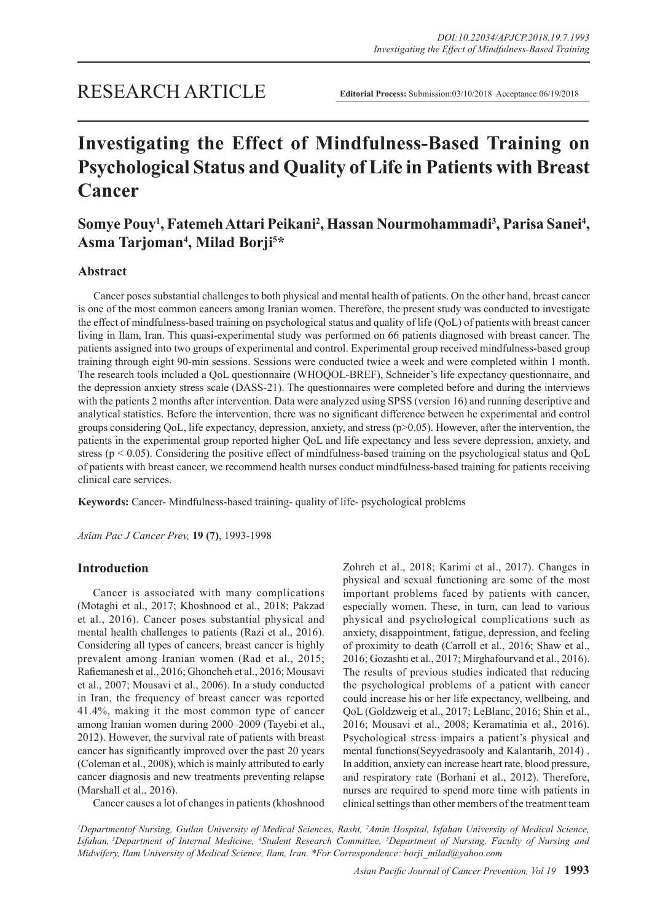RESEARCH ARTICLE

**Editorial Process:** Submission:03/10/2018 Acceptance:06/19/2018

# Investigating the Effect of Mindfulness-Based Training on Psychological Status and Quality of Life in Patients with Breast Cancer

**Somye Pouy[1], Fatemeh Attari Peikani[2], Hassan Nourmohammadi[3], Parisa Sanei[4], Asma Tarjoman[4], Milad Borji[5]***

## Abstract

Cancer poses substantial challenges to both physical and mental health of patients. On the other hand, breast cancer is one of the most common cancers among Iranian women. Therefore, the present study was conducted to investigate the effect of mindfulness-based training on psychological status and quality of life (QoL) of patients with breast cancer living in Ilam, Iran. This quasi-experimental study was performed on 66 patients diagnosed with breast cancer. The patients assigned into two groups of experimental and control. Experimental group received mindfulness-based group training through eight 90-min sessions. Sessions were conducted twice a week and were completed within 1 month. The research tools included a QoL questionnaire (WHOQOL-BREF), Schneider's life expectancy questionnaire, and the depression anxiety stress scale (DASS-21). The questionnaires were completed before and during the interviews with the patients 2 months after intervention. Data were analyzed using SPSS (version 16) and running descriptive and analytical statistics. Before the intervention, there was no significant difference between he experimental and control groups considering QoL, life expectancy, depression, anxiety, and stress ($p>0.05$). However, after the intervention, the patients in the experimental group reported higher QoL and life expectancy and less severe depression, anxiety, and stress ($p < 0.05$). Considering the positive effect of mindfulness-based training on the psychological status and QoL of patients with breast cancer, we recommend health nurses conduct mindfulness-based training for patients receiving clinical care services.

**Keywords:** Cancer- Mindfulness-based training- quality of life- psychological problems

*Asian Pac J Cancer Prev,* **19 (7)**, 1993-1998

## Introduction

Cancer is associated with many complications (Motaghi et al., 2017; Khoshnood et al., 2018; Pakzad et al., 2016). Cancer poses substantial physical and mental health challenges to patients (Razi et al., 2016). Considering all types of cancers, breast cancer is highly prevalent among Iranian women (Rad et al., 2015; Rafiemanesh et al., 2016; Ghoncheh et al., 2016; Mousavi et al., 2007; Mousavi et al., 2006). In a study conducted in Iran, the frequency of breast cancer was reported 41.4%, making it the most common type of cancer among Iranian women during 2000–2009 (Tayebi et al., 2012). However, the survival rate of patients with breast cancer has significantly improved over the past 20 years (Coleman et al., 2008), which is mainly attributed to early cancer diagnosis and new treatments preventing relapse (Marshall et al., 2016).

Cancer causes a lot of changes in patients (khoshnood Zohreh et al., 2018; Karimi et al., 2017). Changes in physical and sexual functioning are some of the most important problems faced by patients with cancer, especially women. These, in turn, can lead to various physical and psychological complications such as anxiety, disappointment, fatigue, depression, and feeling of proximity to death (Carroll et al., 2016; Shaw et al., 2016; Gozashti et al., 2017; Mirghafourvand et al., 2016). The results of previous studies indicated that reducing the psychological problems of a patient with cancer could increase his or her life expectancy, wellbeing, and QoL (Goldzweig et al., 2017; LeBlanc, 2016; Shin et al., 2016; Mousavi et al., 2008; Keramatinia et al., 2016). Psychological stress impairs a patient's physical and mental functions(Seyyedrasooly and Kalantarih, 2014) . In addition, anxiety can increase heart rate, blood pressure, and respiratory rate (Borhani et al., 2012). Therefore, nurses are required to spend more time with patients in clinical settings than other members of the treatment team

*[1]Departmentof Nursing, Guilan University of Medical Sciences, Rasht, [2]Amin Hospital, Isfahan University of Medical Science, Isfahan, [3]Department of Internal Medicine, [4]Student Research Committee, [5]Department of Nursing, Faculty of Nursing and Midwifery, Ilam University of Medical Science, Ilam, Iran. *For Correspondence: borji_milad@yahoo.com*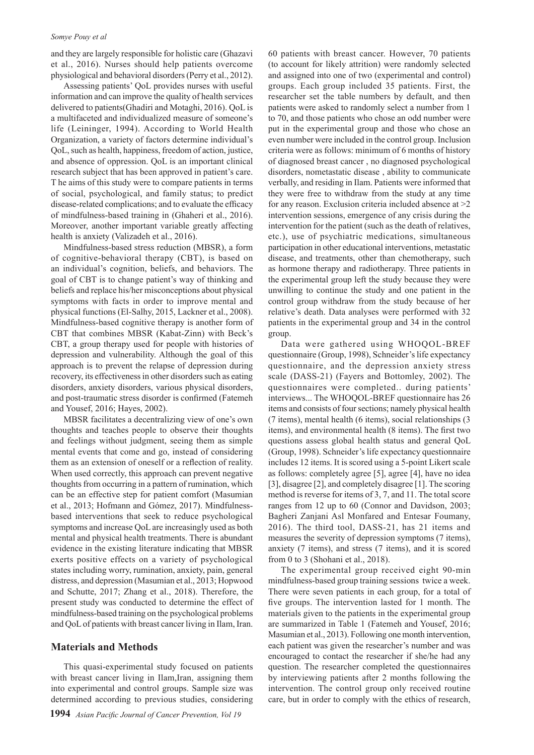and they are largely responsible for holistic care (Ghazavi et al., 2016). Nurses should help patients overcome physiological and behavioral disorders (Perry et al., 2012).

Assessing patients' QoL provides nurses with useful information and can improve the quality of health services delivered to patients(Ghadiri and Motaghi, 2016). QoL is a multifaceted and individualized measure of someone's life (Leininger, 1994). According to World Health Organization, a variety of factors determine individual's QoL, such as health, happiness, freedom of action, justice, and absence of oppression. QoL is an important clinical research subject that has been approved in patient's care. T he aims of this study were to compare patients in terms of social, psychological, and family status; to predict disease-related complications; and to evaluate the efficacy of mindfulness-based training in (Ghaheri et al., 2016). Moreover, another important variable greatly affecting health is anxiety (Valizadeh et al., 2016).

Mindfulness-based stress reduction (MBSR), a form of cognitive-behavioral therapy (CBT), is based on an individual's cognition, beliefs, and behaviors. The goal of CBT is to change patient's way of thinking and beliefs and replace his/her misconceptions about physical symptoms with facts in order to improve mental and physical functions (El-Salhy, 2015, Lackner et al., 2008). Mindfulness-based cognitive therapy is another form of CBT that combines MBSR (Kabat-Zinn) with Beck's CBT, a group therapy used for people with histories of depression and vulnerability. Although the goal of this approach is to prevent the relapse of depression during recovery, its effectiveness in other disorders such as eating disorders, anxiety disorders, various physical disorders, and post-traumatic stress disorder is confirmed (Fatemeh and Yousef, 2016; Hayes, 2002).

MBSR facilitates a decentralizing view of one's own thoughts and teaches people to observe their thoughts and feelings without judgment, seeing them as simple mental events that come and go, instead of considering them as an extension of oneself or a reflection of reality. When used correctly, this approach can prevent negative thoughts from occurring in a pattern of rumination, which can be an effective step for patient comfort (Masumian et al., 2013; Hofmann and Gómez, 2017). Mindfulness-based interventions that seek to reduce psychological symptoms and increase QoL are increasingly used as both mental and physical health treatments. There is abundant evidence in the existing literature indicating that MBSR exerts positive effects on a variety of psychological states including worry, rumination, anxiety, pain, general distress, and depression (Masumian et al., 2013; Hopwood and Schutte, 2017; Zhang et al., 2018). Therefore, the present study was conducted to determine the effect of mindfulness-based training on the psychological problems and QoL of patients with breast cancer living in Ilam, Iran.

## Materials and Methods

This quasi-experimental study focused on patients with breast cancer living in Ilam,Iran, assigning them into experimental and control groups. Sample size was determined according to previous studies, considering 60 patients with breast cancer. However, 70 patients (to account for likely attrition) were randomly selected and assigned into one of two (experimental and control) groups. Each group included 35 patients. First, the researcher set the table numbers by default, and then patients were asked to randomly select a number from 1 to 70, and those patients who chose an odd number were put in the experimental group and those who chose an even number were included in the control group. Inclusion criteria were as follows: minimum of 6 months of history of diagnosed breast cancer , no diagnosed psychological disorders, nometastatic disease , ability to communicate verbally, and residing in Ilam. Patients were informed that they were free to withdraw from the study at any time for any reason. Exclusion criteria included absence at >2 intervention sessions, emergence of any crisis during the intervention for the patient (such as the death of relatives, etc.), use of psychiatric medications, simultaneous participation in other educational interventions, metastatic disease, and treatments, other than chemotherapy, such as hormone therapy and radiotherapy. Three patients in the experimental group left the study because they were unwilling to continue the study and one patient in the control group withdraw from the study because of her relative's death. Data analyses were performed with 32 patients in the experimental group and 34 in the control group.

Data were gathered using WHOQOL-BREF questionnaire (Group, 1998), Schneider's life expectancy questionnaire, and the depression anxiety stress scale (DASS-21) (Fayers and Bottomley, 2002). The questionnaires were completed.. during patients' interviews... The WHOQOL-BREF questionnaire has 26 items and consists of four sections; namely physical health (7 items), mental health (6 items), social relationships (3 items), and environmental health (8 items). The first two questions assess global health status and general QoL (Group, 1998). Schneider's life expectancy questionnaire includes 12 items. It is scored using a 5-point Likert scale as follows: completely agree [5], agree [4], have no idea [3], disagree [2], and completely disagree [1]. The scoring method is reverse for items of 3, 7, and 11. The total score ranges from 12 up to 60 (Connor and Davidson, 2003; Bagheri Zanjani Asl Monfared and Entesar Foumany, 2016). The third tool, DASS-21, has 21 items and measures the severity of depression symptoms (7 items), anxiety (7 items), and stress (7 items), and it is scored from 0 to 3 (Shohani et al., 2018).

The experimental group received eight 90-min mindfulness-based group training sessions twice a week. There were seven patients in each group, for a total of five groups. The intervention lasted for 1 month. The materials given to the patients in the experimental group are summarized in Table 1 (Fatemeh and Yousef, 2016; Masumian et al., 2013). Following one month intervention, each patient was given the researcher's number and was encouraged to contact the researcher if she/he had any question. The researcher completed the questionnaires by interviewing patients after 2 months following the intervention. The control group only received routine care, but in order to comply with the ethics of research,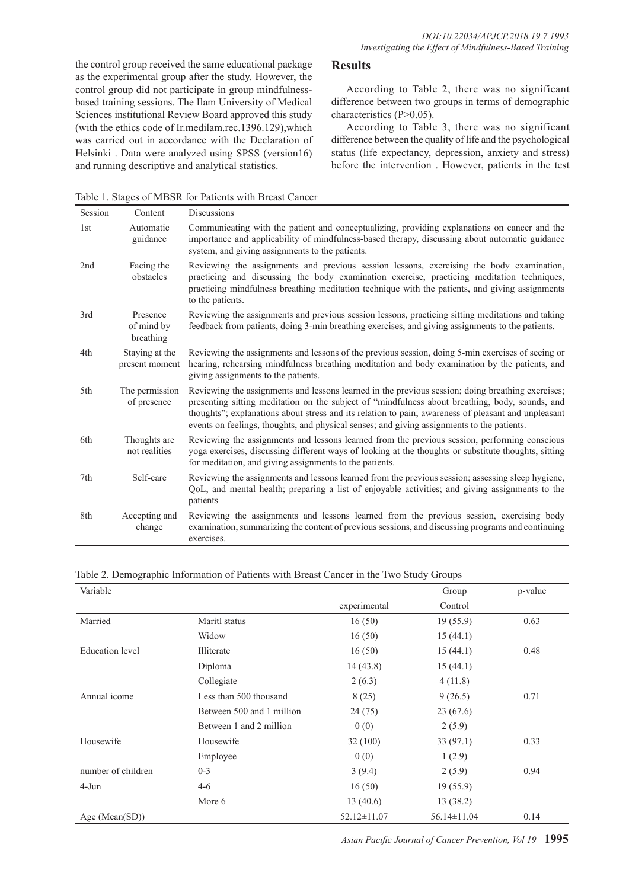the control group received the same educational package as the experimental group after the study. However, the control group did not participate in group mindfulness-based training sessions. The Ilam University of Medical Sciences institutional Review Board approved this study (with the ethics code of Ir.medilam.rec.1396.129),which was carried out in accordance with the Declaration of Helsinki . Data were analyzed using SPSS (version16) and running descriptive and analytical statistics.

## Results

According to Table 2, there was no significant difference between two groups in terms of demographic characteristics (P>0.05).

According to Table 3, there was no significant difference between the quality of life and the psychological status (life expectancy, depression, anxiety and stress) before the intervention . However, patients in the test

Table 1. Stages of MBSR for Patients with Breast Cancer

| Session | Content | Discussions |
|---|---|---|
| 1st | Automatic guidance | Communicating with the patient and conceptualizing, providing explanations on cancer and the importance and applicability of mindfulness-based therapy, discussing about automatic guidance system, and giving assignments to the patients. |
| 2nd | Facing the obstacles | Reviewing the assignments and previous session lessons, exercising the body examination, practicing and discussing the body examination exercise, practicing meditation techniques, practicing mindfulness breathing meditation technique with the patients, and giving assignments to the patients. |
| 3rd | Presence of mind by breathing | Reviewing the assignments and previous session lessons, practicing sitting meditations and taking feedback from patients, doing 3-min breathing exercises, and giving assignments to the patients. |
| 4th | Staying at the present moment | Reviewing the assignments and lessons of the previous session, doing 5-min exercises of seeing or hearing, rehearsing mindfulness breathing meditation and body examination by the patients, and giving assignments to the patients. |
| 5th | The permission of presence | Reviewing the assignments and lessons learned in the previous session; doing breathing exercises; presenting sitting meditation on the subject of "mindfulness about breathing, body, sounds, and thoughts"; explanations about stress and its relation to pain; awareness of pleasant and unpleasant events on feelings, thoughts, and physical senses; and giving assignments to the patients. |
| 6th | Thoughts are not realities | Reviewing the assignments and lessons learned from the previous session, performing conscious yoga exercises, discussing different ways of looking at the thoughts or substitute thoughts, sitting for meditation, and giving assignments to the patients. |
| 7th | Self-care | Reviewing the assignments and lessons learned from the previous session; assessing sleep hygiene, QoL, and mental health; preparing a list of enjoyable activities; and giving assignments to the patients |
| 8th | Accepting and change | Reviewing the assignments and lessons learned from the previous session, exercising body examination, summarizing the content of previous sessions, and discussing programs and continuing exercises. |

Table 2. Demographic Information of Patients with Breast Cancer in the Two Study Groups

| Variable | | Group | | p-value |
|---|---|---|---|---|
| | | experimental | Control | |
| Married | Maritl status | 16 (50) | 19 (55.9) | 0.63 |
| | Widow | 16 (50) | 15 (44.1) | |
| Education level | Illiterate | 16 (50) | 15 (44.1) | 0.48 |
| | Diploma | 14 (43.8) | 15 (44.1) | |
| | Collegiate | 2 (6.3) | 4 (11.8) | |
| Annual icome | Less than 500 thousand | 8 (25) | 9 (26.5) | 0.71 |
| | Between 500 and 1 million | 24 (75) | 23 (67.6) | |
| | Between 1 and 2 million | 0 (0) | 2 (5.9) | |
| Housewife | Housewife | 32 (100) | 33 (97.1) | 0.33 |
| | Employee | 0 (0) | 1 (2.9) | |
| number of children | 0-3 | 3 (9.4) | 2 (5.9) | 0.94 |
| 4-Jun | 4-6 | 16 (50) | 19 (55.9) | |
| | More 6 | 13 (40.6) | 13 (38.2) | |
| Age (Mean(SD)) | | 52.12±11.07 | 56.14±11.04 | 0.14 |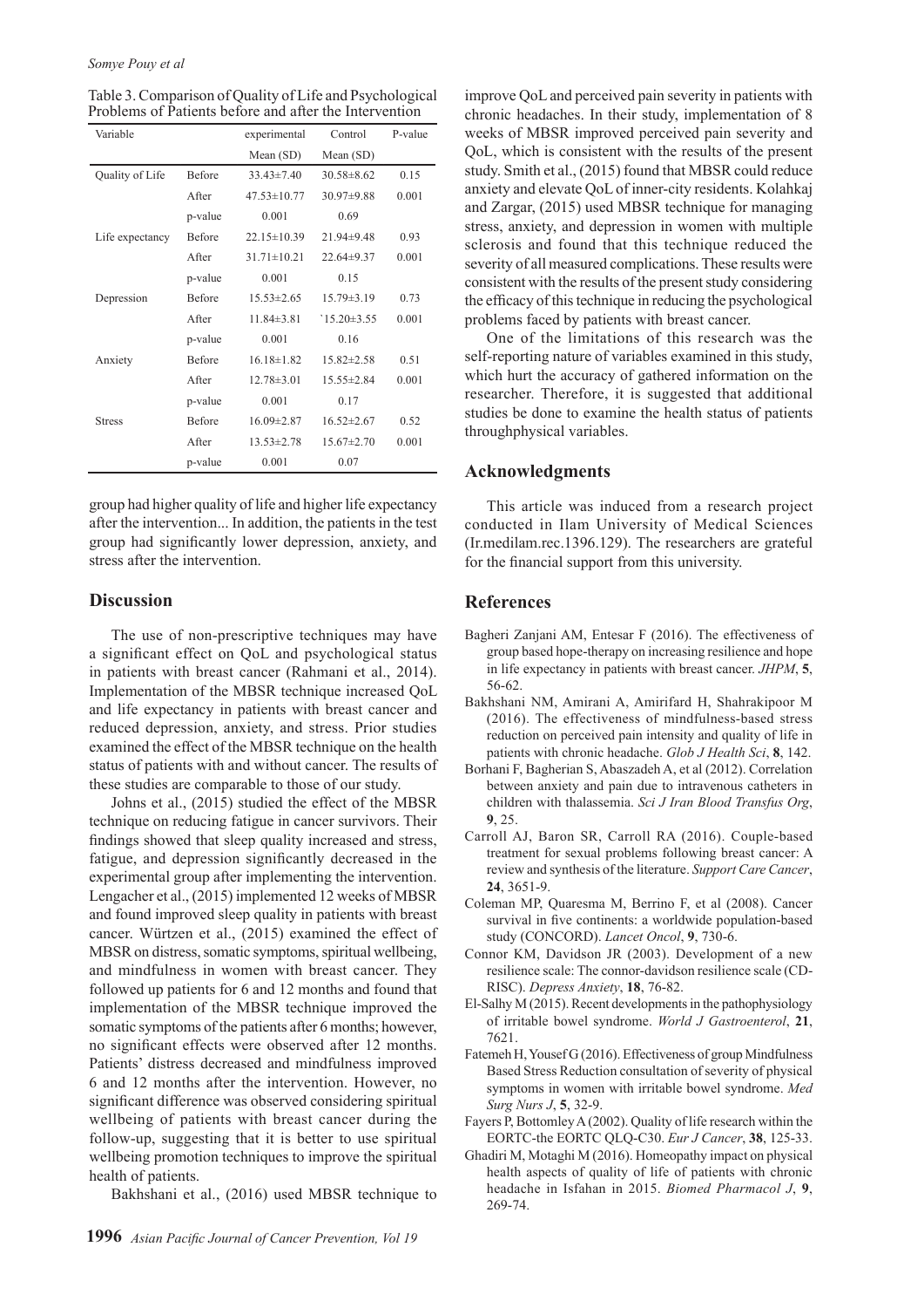Table 3. Comparison of Quality of Life and Psychological Problems of Patients before and after the Intervention

| Variable | | experimental | Control | P-value |
|---|---|---|---|---|
| | | Mean (SD) | Mean (SD) | |
| Quality of Life | Before | 33.43±7.40 | 30.58±8.62 | 0.15 |
| | After | 47.53±10.77 | 30.97±9.88 | 0.001 |
| | p-value | 0.001 | 0.69 | |
| Life expectancy | Before | 22.15±10.39 | 21.94±9.48 | 0.93 |
| | After | 31.71±10.21 | 22.64±9.37 | 0.001 |
| | p-value | 0.001 | 0.15 | |
| Depression | Before | 15.53±2.65 | 15.79±3.19 | 0.73 |
| | After | 11.84±3.81 | `15.20±3.55 | 0.001 |
| | p-value | 0.001 | 0.16 | |
| Anxiety | Before | 16.18±1.82 | 15.82±2.58 | 0.51 |
| | After | 12.78±3.01 | 15.55±2.84 | 0.001 |
| | p-value | 0.001 | 0.17 | |
| Stress | Before | 16.09±2.87 | 16.52±2.67 | 0.52 |
| | After | 13.53±2.78 | 15.67±2.70 | 0.001 |
| | p-value | 0.001 | 0.07 | |

group had higher quality of life and higher life expectancy after the intervention... In addition, the patients in the test group had significantly lower depression, anxiety, and stress after the intervention.

## Discussion

The use of non-prescriptive techniques may have a significant effect on QoL and psychological status in patients with breast cancer (Rahmani et al., 2014). Implementation of the MBSR technique increased QoL and life expectancy in patients with breast cancer and reduced depression, anxiety, and stress. Prior studies examined the effect of the MBSR technique on the health status of patients with and without cancer. The results of these studies are comparable to those of our study.

Johns et al., (2015) studied the effect of the MBSR technique on reducing fatigue in cancer survivors. Their findings showed that sleep quality increased and stress, fatigue, and depression significantly decreased in the experimental group after implementing the intervention. Lengacher et al., (2015) implemented 12 weeks of MBSR and found improved sleep quality in patients with breast cancer. Würtzen et al., (2015) examined the effect of MBSR on distress, somatic symptoms, spiritual wellbeing, and mindfulness in women with breast cancer. They followed up patients for 6 and 12 months and found that implementation of the MBSR technique improved the somatic symptoms of the patients after 6 months; however, no significant effects were observed after 12 months. Patients' distress decreased and mindfulness improved 6 and 12 months after the intervention. However, no significant difference was observed considering spiritual wellbeing of patients with breast cancer during the follow-up, suggesting that it is better to use spiritual wellbeing promotion techniques to improve the spiritual health of patients.

Bakhshani et al., (2016) used MBSR technique to improve QoL and perceived pain severity in patients with chronic headaches. In their study, implementation of 8 weeks of MBSR improved perceived pain severity and QoL, which is consistent with the results of the present study. Smith et al., (2015) found that MBSR could reduce anxiety and elevate QoL of inner-city residents. Kolahkaj and Zargar, (2015) used MBSR technique for managing stress, anxiety, and depression in women with multiple sclerosis and found that this technique reduced the severity of all measured complications. These results were consistent with the results of the present study considering the efficacy of this technique in reducing the psychological problems faced by patients with breast cancer.

One of the limitations of this research was the self-reporting nature of variables examined in this study, which hurt the accuracy of gathered information on the researcher. Therefore, it is suggested that additional studies be done to examine the health status of patients throughphysical variables.

## Acknowledgments

This article was induced from a research project conducted in Ilam University of Medical Sciences (Ir.medilam.rec.1396.129). The researchers are grateful for the financial support from this university.

## References

Bagheri Zanjani AM, Entesar F (2016). The effectiveness of group based hope-therapy on increasing resilience and hope in life expectancy in patients with breast cancer. *JHPM*, **5**, 56-62.

Bakhshani NM, Amirani A, Amirifard H, Shahrakipoor M (2016). The effectiveness of mindfulness-based stress reduction on perceived pain intensity and quality of life in patients with chronic headache. *Glob J Health Sci*, **8**, 142.

Borhani F, Bagherian S, Abaszadeh A, et al (2012). Correlation between anxiety and pain due to intravenous catheters in children with thalassemia. *Sci J Iran Blood Transfus Org*, **9**, 25.

Carroll AJ, Baron SR, Carroll RA (2016). Couple-based treatment for sexual problems following breast cancer: A review and synthesis of the literature. *Support Care Cancer*, **24**, 3651-9.

Coleman MP, Quaresma M, Berrino F, et al (2008). Cancer survival in five continents: a worldwide population-based study (CONCORD). *Lancet Oncol*, **9**, 730-6.

Connor KM, Davidson JR (2003). Development of a new resilience scale: The connor-davidson resilience scale (CD-RISC). *Depress Anxiety*, **18**, 76-82.

El-Salhy M (2015). Recent developments in the pathophysiology of irritable bowel syndrome. *World J Gastroenterol*, **21**, 7621.

Fatemeh H, Yousef G (2016). Effectiveness of group Mindfulness Based Stress Reduction consultation of severity of physical symptoms in women with irritable bowel syndrome. *Med Surg Nurs J*, **5**, 32-9.

Fayers P, Bottomley A (2002). Quality of life research within the EORTC-the EORTC QLQ-C30. *Eur J Cancer*, **38**, 125-33.

Ghadiri M, Motaghi M (2016). Homeopathy impact on physical health aspects of quality of life of patients with chronic headache in Isfahan in 2015. *Biomed Pharmacol J*, **9**, 269-74.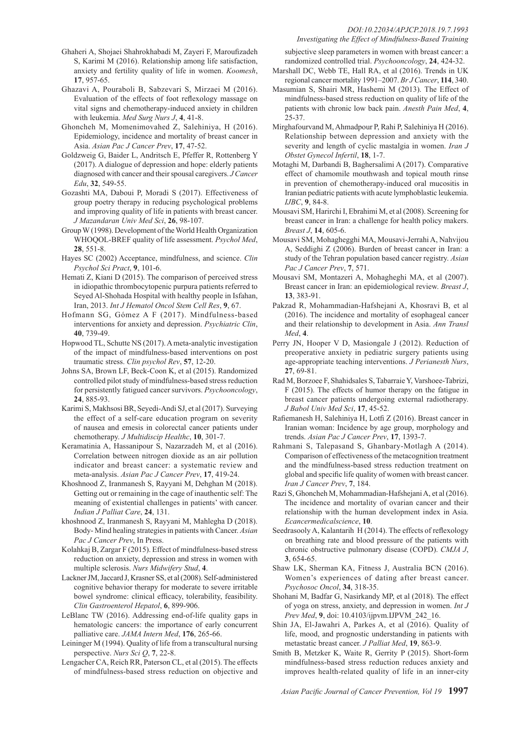Ghaheri A, Shojaei Shahrokhabadi M, Zayeri F, Maroufizadeh S, Karimi M (2016). Relationship among life satisfaction, anxiety and fertility quality of life in women. *Koomesh*, **17**, 957-65.

Ghazavi A, Pouraboli B, Sabzevari S, Mirzaei M (2016). Evaluation of the effects of foot reflexology massage on vital signs and chemotherapy-induced anxiety in children with leukemia. *Med Surg Nurs J*, **4**, 41-8.

Ghoncheh M, Momenimovahed Z, Salehiniya, H (2016). Epidemiology, incidence and mortality of breast cancer in Asia. *Asian Pac J Cancer Prev*, **17**, 47-52.

Goldzweig G, Baider L, Andritsch E, Pfeffer R, Rottenberg Y (2017). A dialogue of depression and hope: elderly patients diagnosed with cancer and their spousal caregivers. *J Cancer Edu*, **32**, 549-55.

Gozashti MA, Daboui P, Moradi S (2017). Effectiveness of group poetry therapy in reducing psychological problems and improving quality of life in patients with breast cancer. *J Mazandaran Univ Med Sci*, **26**, 98-107.

Group W (1998). Development of the World Health Organization WHOQOL-BREF quality of life assessment. *Psychol Med*, **28**, 551-8.

Hayes SC (2002) Acceptance, mindfulness, and science. *Clin Psychol Sci Pract*, **9**, 101-6.

Hemati Z, Kiani D (2015). The comparison of perceived stress in idiopathic thrombocytopenic purpura patients referred to Seyed Al-Shohada Hospital with healthy people in Isfahan, Iran, 2013. *Int J Hematol Oncol Stem Cell Res*, **9**, 67.

Hofmann SG, Gómez A F (2017). Mindfulness-based interventions for anxiety and depression. *Psychiatric Clin*, **40**, 739-49.

Hopwood TL, Schutte NS (2017). A meta-analytic investigation of the impact of mindfulness-based interventions on post traumatic stress. *Clin psychol Rev*, **57**, 12-20.

Johns SA, Brown LF, Beck-Coon K, et al (2015). Randomized controlled pilot study of mindfulness-based stress reduction for persistently fatigued cancer survivors. *Psychooncology*, **24**, 885-93.

Karimi S, Makhsosi BR, Seyedi-Andi SJ, et al (2017). Surveying the effect of a self-care education program on severity of nausea and emesis in colorectal cancer patients under chemotherapy. *J Multidiscip Healthc*, **10**, 301-7.

Keramatinia A, Hassanipour S, Nazarzadeh M, et al (2016). Correlation between nitrogen dioxide as an air pollution indicator and breast cancer: a systematic review and meta-analysis. *Asian Pac J Cancer Prev*, **17**, 419-24.

Khoshnood Z, Iranmanesh S, Rayyani M, Dehghan M (2018). Getting out or remaining in the cage of inauthentic self: The meaning of existential challenges in patients' with cancer. *Indian J Palliat Care*, **24**, 131.

khoshnood Z, Iranmanesh S, Rayyani M, Mahlegha D (2018). Body- Mind healing strategies in patients with Cancer. *Asian Pac J Cancer Prev*, In Press.

Kolahkaj B, Zargar F (2015). Effect of mindfulness-based stress reduction on anxiety, depression and stress in women with multiple sclerosis. *Nurs Midwifery Stud*, **4**.

Lackner JM, Jaccard J, Krasner SS, et al (2008). Self-administered cognitive behavior therapy for moderate to severe irritable bowel syndrome: clinical efficacy, tolerability, feasibility. *Clin Gastroenterol Hepatol*, **6**, 899-906.

LeBlanc TW (2016). Addressing end-of-life quality gaps in hematologic cancers: the importance of early concurrent palliative care. *JAMA Intern Med*, **176**, 265-66.

Leininger M (1994). Quality of life from a transcultural nursing perspective. *Nurs Sci Q*, **7**, 22-8.

Lengacher CA, Reich RR, Paterson CL, et al (2015). The effects of mindfulness-based stress reduction on objective and subjective sleep parameters in women with breast cancer: a randomized controlled trial. *Psychooncology*, **24**, 424-32.

Marshall DC, Webb TE, Hall RA, et al (2016). Trends in UK regional cancer mortality 1991–2007. *Br J Cancer*, **114**, 340.

Masumian S, Shairi MR, Hashemi M (2013). The Effect of mindfulness-based stress reduction on quality of life of the patients with chronic low back pain. *Anesth Pain Med*, **4**, 25-37.

Mirghafourvand M, Ahmadpour P, Rahi P, Salehiniya H (2016). Relationship between depression and anxiety with the severity and length of cyclic mastalgia in women. *Iran J Obstet Gynecol Infertil*, **18**, 1-7.

Motaghi M, Darbandi B, Baghersalimi A (2017). Comparative effect of chamomile mouthwash and topical mouth rinse in prevention of chemotherapy-induced oral mucositis in Iranian pediatric patients with acute lymphoblastic leukemia. *IJBC*, **9**, 84-8.

Mousavi SM, Harirchi I, Ebrahimi M, et al (2008). Screening for breast cancer in Iran: a challenge for health policy makers. *Breast J*, **14**, 605-6.

Mousavi SM, Mohagegghi MA, Mousavi-Jerrahi A, Nahvijou A, Seddighi Z (2006). Burden of breast cancer in Iran: a study of the Tehran population based cancer registry. *Asian Pac J Cancer Prev*, **7**, 571.

Mousavi SM, Montazeri A, Mohagheghi MA, et al (2007). Breast cancer in Iran: an epidemiological review. *Breast J*, **13**, 383-91.

Pakzad R, Mohammadian-Hafshejani A, Khosravi B, et al (2016). The incidence and mortality of esophageal cancer and their relationship to development in Asia. *Ann Transl Med*, **4**.

Perry JN, Hooper V D, Masiongale J (2012). Reduction of preoperative anxiety in pediatric surgery patients using age-appropriate teaching interventions. *J Perianesth Nurs*, **27**, 69-81.

Rad M, Borzoee F, Shahidsales S, Tabarraie Y, Varshoee-Tabrizi, F (2015). The effects of humor therapy on the fatigue in breast cancer patients undergoing external radiotherapy. *J Babol Univ Med Sci*, **17**, 45-52.

Rafiemanesh H, Salehiniya H, Lotfi Z (2016). Breast cancer in Iranian woman: Incidence by age group, morphology and trends. *Asian Pac J Cancer Prev*, **17**, 1393-7.

Rahmani S, Talepasand S, Ghanbary-Motlagh A (2014). Comparison of effectiveness of the metacognition treatment and the mindfulness-based stress reduction treatment on global and specific life quality of women with breast cancer. *Iran J Cancer Prev*, **7**, 184.

Razi S, Ghoncheh M, Mohammadian-Hafshejani A, et al (2016). The incidence and mortality of ovarian cancer and their relationship with the human development index in Asia. *Ecancermedicalscience*, **10**.

Seedrasooly A, Kalantarih H (2014). The effects of reflexology on breathing rate and blood pressure of the patients with chronic obstructive pulmonary disease (COPD). *CMJA J*, **3**, 654-65.

Shaw LK, Sherman KA, Fitness J, Australia BCN (2016). Women's experiences of dating after breast cancer. *Psychosoc Oncol*, **34**, 318-35.

Shohani M, Badfar G, Nasirkandy MP, et al (2018). The effect of yoga on stress, anxiety, and depression in women. *Int J Prev Med*, **9**, doi: 10.4103/ijpvm.IJPVM_242_16.

Shin JA, El-Jawahri A, Parkes A, et al (2016). Quality of life, mood, and prognostic understanding in patients with metastatic breast cancer. *J Palliat Med*, **19**, 863-9.

Smith B, Metzker K, Waite R, Gerrity P (2015). Short-form mindfulness-based stress reduction reduces anxiety and improves health-related quality of life in an inner-city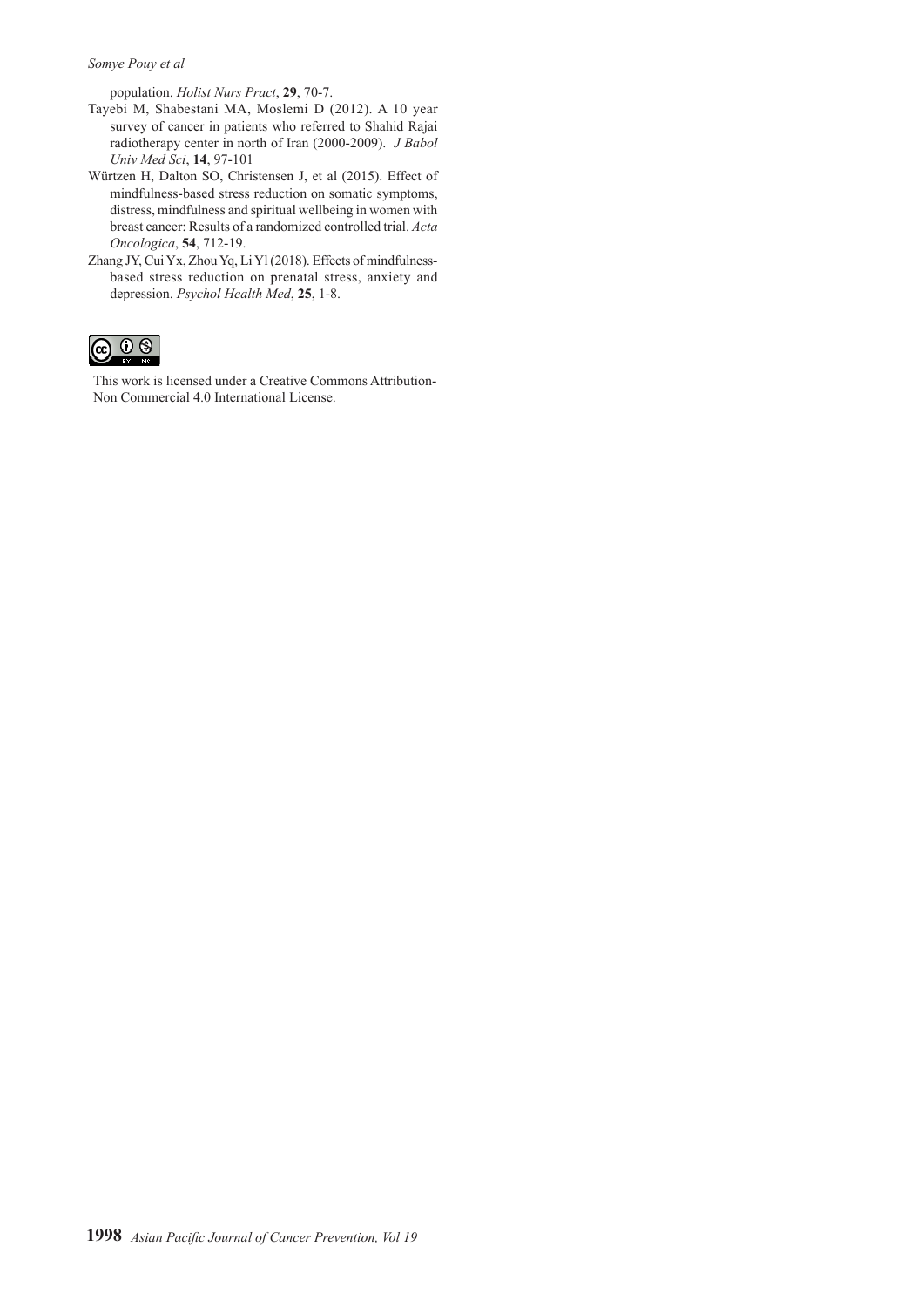population. *Holist Nurs Pract*, **29**, 70-7.

Tayebi M, Shabestani MA, Moslemi D (2012). A 10 year survey of cancer in patients who referred to Shahid Rajai radiotherapy center in north of Iran (2000-2009). *J Babol Univ Med Sci*, **14**, 97-101

Würtzen H, Dalton SO, Christensen J, et al (2015). Effect of mindfulness-based stress reduction on somatic symptoms, distress, mindfulness and spiritual wellbeing in women with breast cancer: Results of a randomized controlled trial. *Acta Oncologica*, **54**, 712-19.

Zhang JY, Cui Yx, Zhou Yq, Li Yl (2018). Effects of mindfulness-based stress reduction on prenatal stress, anxiety and depression. *Psychol Health Med*, **25**, 1-8.

This work is licensed under a Creative Commons Attribution-Non Commercial 4.0 International License.